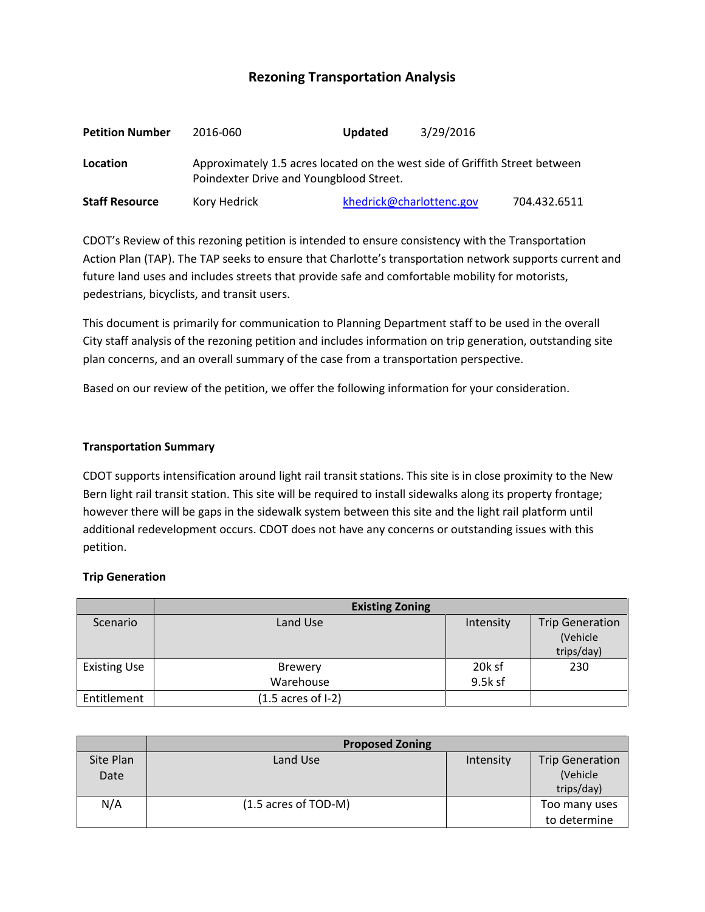# Rezoning Transportation Analysis

| | | | | |
|---|---|---|---|---|
| **Petition Number** | 2016-060 | **Updated** | 3/29/2016 | |
| **Location** | Approximately 1.5 acres located on the west side of Griffith Street between Poindexter Drive and Youngblood Street. | | | |
| **Staff Resource** | Kory Hedrick | khedrick@charlottenc.gov | | 704.432.6511 |

CDOT's Review of this rezoning petition is intended to ensure consistency with the Transportation Action Plan (TAP). The TAP seeks to ensure that Charlotte's transportation network supports current and future land uses and includes streets that provide safe and comfortable mobility for motorists, pedestrians, bicyclists, and transit users.

This document is primarily for communication to Planning Department staff to be used in the overall City staff analysis of the rezoning petition and includes information on trip generation, outstanding site plan concerns, and an overall summary of the case from a transportation perspective.

Based on our review of the petition, we offer the following information for your consideration.

**Transportation Summary**

CDOT supports intensification around light rail transit stations. This site is in close proximity to the New Bern light rail transit station. This site will be required to install sidewalks along its property frontage; however there will be gaps in the sidewalk system between this site and the light rail platform until additional redevelopment occurs. CDOT does not have any concerns or outstanding issues with this petition.

**Trip Generation**

| | Existing Zoning | | |
|---|---|---|---|
| Scenario | Land Use | Intensity | Trip Generation (Vehicle trips/day) |
| Existing Use | Brewery<br>Warehouse | 20k sf<br>9.5k sf | 230 |
| Entitlement | (1.5 acres of I-2) | | |

| | Proposed Zoning | | |
|---|---|---|---|
| Site Plan Date | Land Use | Intensity | Trip Generation (Vehicle trips/day) |
| N/A | (1.5 acres of TOD-M) | | Too many uses to determine |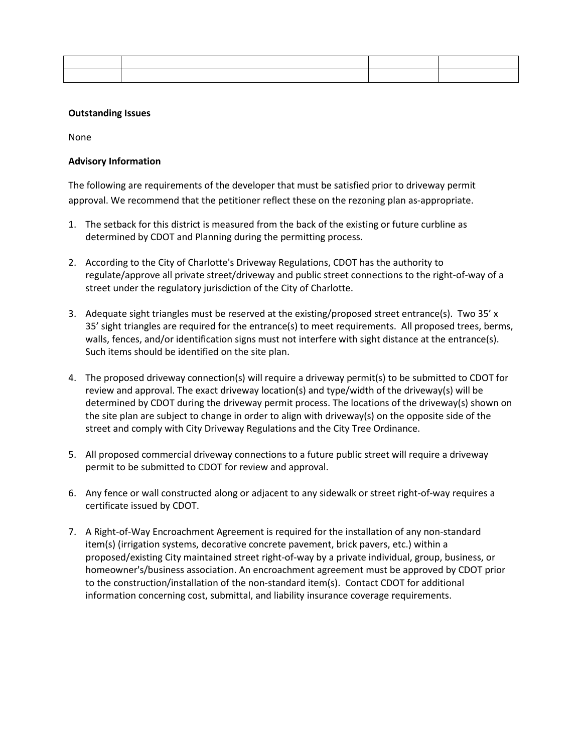| | | | |
|---|---|---|---|
| | | | |
| | | | |

**Outstanding Issues**

None

**Advisory Information**

The following are requirements of the developer that must be satisfied prior to driveway permit approval. We recommend that the petitioner reflect these on the rezoning plan as-appropriate.

1. The setback for this district is measured from the back of the existing or future curbline as determined by CDOT and Planning during the permitting process.

2. According to the City of Charlotte's Driveway Regulations, CDOT has the authority to regulate/approve all private street/driveway and public street connections to the right-of-way of a street under the regulatory jurisdiction of the City of Charlotte.

3. Adequate sight triangles must be reserved at the existing/proposed street entrance(s). Two 35' x 35' sight triangles are required for the entrance(s) to meet requirements. All proposed trees, berms, walls, fences, and/or identification signs must not interfere with sight distance at the entrance(s). Such items should be identified on the site plan.

4. The proposed driveway connection(s) will require a driveway permit(s) to be submitted to CDOT for review and approval. The exact driveway location(s) and type/width of the driveway(s) will be determined by CDOT during the driveway permit process. The locations of the driveway(s) shown on the site plan are subject to change in order to align with driveway(s) on the opposite side of the street and comply with City Driveway Regulations and the City Tree Ordinance.

5. All proposed commercial driveway connections to a future public street will require a driveway permit to be submitted to CDOT for review and approval.

6. Any fence or wall constructed along or adjacent to any sidewalk or street right-of-way requires a certificate issued by CDOT.

7. A Right-of-Way Encroachment Agreement is required for the installation of any non-standard item(s) (irrigation systems, decorative concrete pavement, brick pavers, etc.) within a proposed/existing City maintained street right-of-way by a private individual, group, business, or homeowner's/business association. An encroachment agreement must be approved by CDOT prior to the construction/installation of the non-standard item(s). Contact CDOT for additional information concerning cost, submittal, and liability insurance coverage requirements.